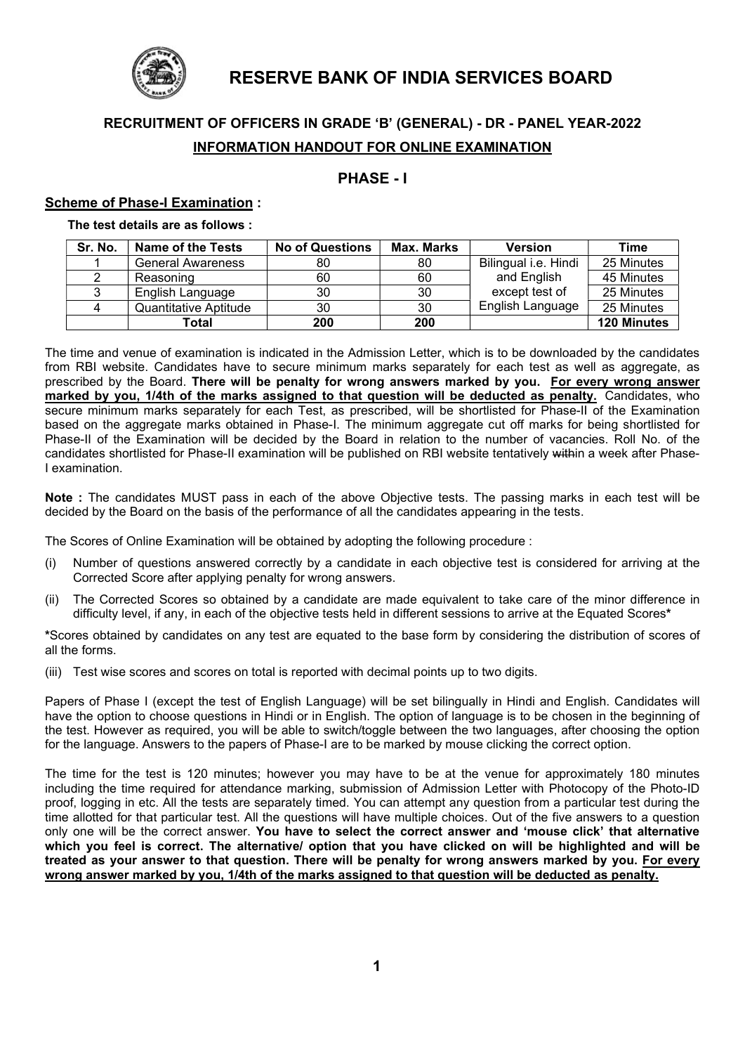# RESERVE BANK OF INDIA SERVICES BOARD

## RECRUITMENT OF OFFICERS IN GRADE 'B' (GENERAL) - DR - PANEL YEAR-2022

## INFORMATION HANDOUT FOR ONLINE EXAMINATION

## PHASE - I

### Scheme of Phase-I Examination :

**The test details are as follows :**

| Sr. No. | Name of the Tests | No of Questions | Max. Marks | Version | Time |
|---|---|---|---|---|---|
| 1 | General Awareness | 80 | 80 | Bilingual i.e. Hindi and English except test of English Language | 25 Minutes |
| 2 | Reasoning | 60 | 60 | | 45 Minutes |
| 3 | English Language | 30 | 30 | | 25 Minutes |
| 4 | Quantitative Aptitude | 30 | 30 | | 25 Minutes |
| | **Total** | **200** | **200** | | **120 Minutes** |

The time and venue of examination is indicated in the Admission Letter, which is to be downloaded by the candidates from RBI website. Candidates have to secure minimum marks separately for each test as well as aggregate, as prescribed by the Board. **There will be penalty for wrong answers marked by you. For every wrong answer marked by you, 1/4th of the marks assigned to that question will be deducted as penalty.** Candidates, who secure minimum marks separately for each Test, as prescribed, will be shortlisted for Phase-II of the Examination based on the aggregate marks obtained in Phase-I. The minimum aggregate cut off marks for being shortlisted for Phase-II of the Examination will be decided by the Board in relation to the number of vacancies. Roll No. of the candidates shortlisted for Phase-II examination will be published on RBI website tentatively ~~with~~in a week after Phase-I examination.

**Note :** The candidates MUST pass in each of the above Objective tests. The passing marks in each test will be decided by the Board on the basis of the performance of all the candidates appearing in the tests.

The Scores of Online Examination will be obtained by adopting the following procedure :

(i) Number of questions answered correctly by a candidate in each objective test is considered for arriving at the Corrected Score after applying penalty for wrong answers.

(ii) The Corrected Scores so obtained by a candidate are made equivalent to take care of the minor difference in difficulty level, if any, in each of the objective tests held in different sessions to arrive at the Equated Scores*

*Scores obtained by candidates on any test are equated to the base form by considering the distribution of scores of all the forms.

(iii) Test wise scores and scores on total is reported with decimal points up to two digits.

Papers of Phase I (except the test of English Language) will be set bilingually in Hindi and English. Candidates will have the option to choose questions in Hindi or in English. The option of language is to be chosen in the beginning of the test. However as required, you will be able to switch/toggle between the two languages, after choosing the option for the language. Answers to the papers of Phase-I are to be marked by mouse clicking the correct option.

The time for the test is 120 minutes; however you may have to be at the venue for approximately 180 minutes including the time required for attendance marking, submission of Admission Letter with Photocopy of the Photo-ID proof, logging in etc. All the tests are separately timed. You can attempt any question from a particular test during the time allotted for that particular test. All the questions will have multiple choices. Out of the five answers to a question only one will be the correct answer. **You have to select the correct answer and 'mouse click' that alternative which you feel is correct. The alternative/ option that you have clicked on will be highlighted and will be treated as your answer to that question. There will be penalty for wrong answers marked by you. For every wrong answer marked by you, 1/4th of the marks assigned to that question will be deducted as penalty.**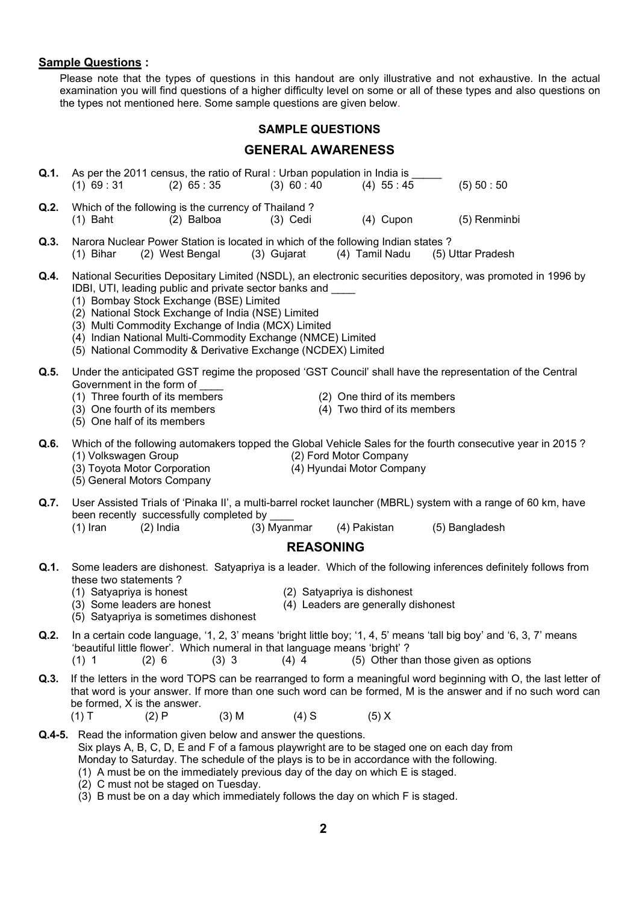**Sample Questions :**

Please note that the types of questions in this handout are only illustrative and not exhaustive. In the actual examination you will find questions of a higher difficulty level on some or all of these types and also questions on the types not mentioned here. Some sample questions are given below.

## SAMPLE QUESTIONS

## GENERAL AWARENESS

**Q.1.** As per the 2011 census, the ratio of Rural : Urban population in India is _____
(1) 69 : 31 (2) 65 : 35 (3) 60 : 40 (4) 55 : 45 (5) 50 : 50

**Q.2.** Which of the following is the currency of Thailand ?
(1) Baht (2) Balboa (3) Cedi (4) Cupon (5) Renminbi

**Q.3.** Narora Nuclear Power Station is located in which of the following Indian states ?
(1) Bihar (2) West Bengal (3) Gujarat (4) Tamil Nadu (5) Uttar Pradesh

**Q.4.** National Securities Depositary Limited (NSDL), an electronic securities depository, was promoted in 1996 by IDBI, UTI, leading public and private sector banks and ____
(1) Bombay Stock Exchange (BSE) Limited
(2) National Stock Exchange of India (NSE) Limited
(3) Multi Commodity Exchange of India (MCX) Limited
(4) Indian National Multi-Commodity Exchange (NMCE) Limited
(5) National Commodity & Derivative Exchange (NCDEX) Limited

**Q.5.** Under the anticipated GST regime the proposed 'GST Council' shall have the representation of the Central Government in the form of ____
(1) Three fourth of its members
(2) One third of its members
(3) One fourth of its members
(4) Two third of its members
(5) One half of its members

**Q.6.** Which of the following automakers topped the Global Vehicle Sales for the fourth consecutive year in 2015 ?
(1) Volkswagen Group
(2) Ford Motor Company
(3) Toyota Motor Corporation
(4) Hyundai Motor Company
(5) General Motors Company

**Q.7.** User Assisted Trials of 'Pinaka II', a multi-barrel rocket launcher (MBRL) system with a range of 60 km, have been recently successfully completed by ____
(1) Iran (2) India (3) Myanmar (4) Pakistan (5) Bangladesh

## REASONING

**Q.1.** Some leaders are dishonest. Satyapriya is a leader. Which of the following inferences definitely follows from these two statements ?
(1) Satyapriya is honest
(2) Satyapriya is dishonest
(3) Some leaders are honest
(4) Leaders are generally dishonest
(5) Satyapriya is sometimes dishonest

**Q.2.** In a certain code language, '1, 2, 3' means 'bright little boy; '1, 4, 5' means 'tall big boy' and '6, 3, 7' means 'beautiful little flower'. Which numeral in that language means 'bright' ?
(1) 1 (2) 6 (3) 3 (4) 4 (5) Other than those given as options

**Q.3.** If the letters in the word TOPS can be rearranged to form a meaningful word beginning with O, the last letter of that word is your answer. If more than one such word can be formed, M is the answer and if no such word can be formed, X is the answer.
(1) T (2) P (3) M (4) S (5) X

**Q.4-5.** Read the information given below and answer the questions.
Six plays A, B, C, D, E and F of a famous playwright are to be staged one on each day from Monday to Saturday. The schedule of the plays is to be in accordance with the following.
(1) A must be on the immediately previous day of the day on which E is staged.
(2) C must not be staged on Tuesday.
(3) B must be on a day which immediately follows the day on which F is staged.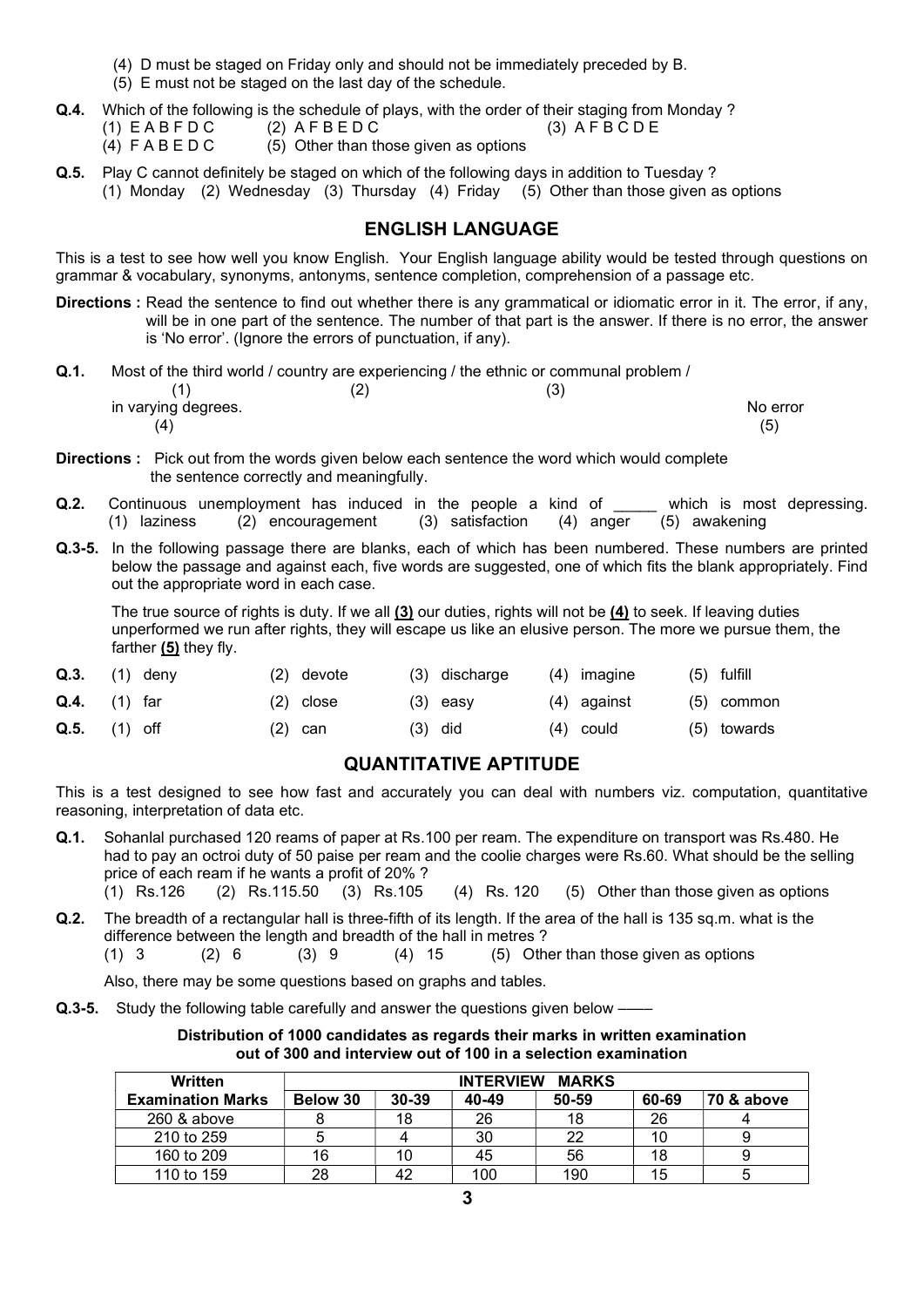(4) D must be staged on Friday only and should not be immediately preceded by B.
(5) E must not be staged on the last day of the schedule.

**Q.4.** Which of the following is the schedule of plays, with the order of their staging from Monday ?
(1) E A B F D C (2) A F B E D C (3) A F B C D E
(4) F A B E D C (5) Other than those given as options

**Q.5.** Play C cannot definitely be staged on which of the following days in addition to Tuesday ?
(1) Monday (2) Wednesday (3) Thursday (4) Friday (5) Other than those given as options

## ENGLISH LANGUAGE

This is a test to see how well you know English. Your English language ability would be tested through questions on grammar & vocabulary, synonyms, antonyms, sentence completion, comprehension of a passage etc.

**Directions :** Read the sentence to find out whether there is any grammatical or idiomatic error in it. The error, if any, will be in one part of the sentence. The number of that part is the answer. If there is no error, the answer is 'No error'. (Ignore the errors of punctuation, if any).

**Q.1.** Most of the third world (1) / country are experiencing (2) / the ethnic or communal problem (3) / in varying degrees. (4) No error (5)

**Directions :** Pick out from the words given below each sentence the word which would complete the sentence correctly and meaningfully.

**Q.2.** Continuous unemployment has induced in the people a kind of _____ which is most depressing.
(1) laziness (2) encouragement (3) satisfaction (4) anger (5) awakening

**Q.3-5.** In the following passage there are blanks, each of which has been numbered. These numbers are printed below the passage and against each, five words are suggested, one of which fits the blank appropriately. Find out the appropriate word in each case.

The true source of rights is duty. If we all **(3)** our duties, rights will not be **(4)** to seek. If leaving duties unperformed we run after rights, they will escape us like an elusive person. The more we pursue them, the farther **(5)** they fly.

**Q.3.** (1) deny (2) devote (3) discharge (4) imagine (5) fulfill

**Q.4.** (1) far (2) close (3) easy (4) against (5) common

**Q.5.** (1) off (2) can (3) did (4) could (5) towards

## QUANTITATIVE APTITUDE

This is a test designed to see how fast and accurately you can deal with numbers viz. computation, quantitative reasoning, interpretation of data etc.

**Q.1.** Sohanlal purchased 120 reams of paper at Rs.100 per ream. The expenditure on transport was Rs.480. He had to pay an octroi duty of 50 paise per ream and the coolie charges were Rs.60. What should be the selling price of each ream if he wants a profit of 20% ?
(1) Rs.126 (2) Rs.115.50 (3) Rs.105 (4) Rs. 120 (5) Other than those given as options

**Q.2.** The breadth of a rectangular hall is three-fifth of its length. If the area of the hall is 135 sq.m. what is the difference between the length and breadth of the hall in metres ?
(1) 3 (2) 6 (3) 9 (4) 15 (5) Other than those given as options

Also, there may be some questions based on graphs and tables.

**Q.3-5.** Study the following table carefully and answer the questions given below ——

**Distribution of 1000 candidates as regards their marks in written examination out of 300 and interview out of 100 in a selection examination**

| Written Examination Marks | INTERVIEW MARKS | | | | | |
|---|---|---|---|---|---|---|
| | Below 30 | 30-39 | 40-49 | 50-59 | 60-69 | 70 & above |
| 260 & above | 8 | 18 | 26 | 18 | 26 | 4 |
| 210 to 259 | 5 | 4 | 30 | 22 | 10 | 9 |
| 160 to 209 | 16 | 10 | 45 | 56 | 18 | 9 |
| 110 to 159 | 28 | 42 | 100 | 190 | 15 | 5 |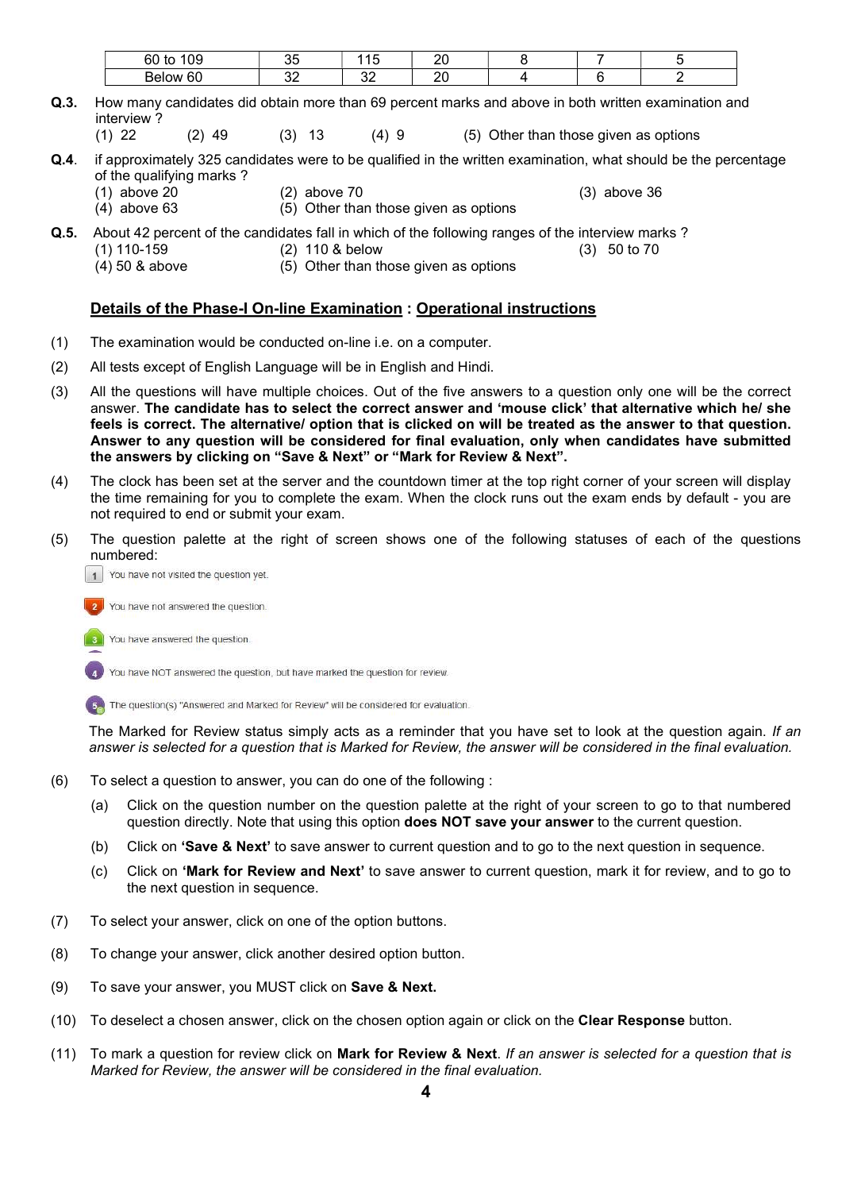| 60 to 109 | 35 | 115 | 20 | 8 | 7 | 5 |
|---|---|---|---|---|---|---|
| Below 60 | 32 | 32 | 20 | 4 | 6 | 2 |

**Q.3.** How many candidates did obtain more than 69 percent marks and above in both written examination and interview ?
(1) 22 (2) 49 (3) 13 (4) 9 (5) Other than those given as options

**Q.4**. if approximately 325 candidates were to be qualified in the written examination, what should be the percentage of the qualifying marks ?
(1) above 20 (2) above 70 (3) above 36
(4) above 63 (5) Other than those given as options

**Q.5.** About 42 percent of the candidates fall in which of the following ranges of the interview marks ?
(1) 110-159 (2) 110 & below (3) 50 to 70
(4) 50 & above (5) Other than those given as options

## Details of the Phase-I On-line Examination : Operational instructions

(1) The examination would be conducted on-line i.e. on a computer.

(2) All tests except of English Language will be in English and Hindi.

(3) All the questions will have multiple choices. Out of the five answers to a question only one will be the correct answer. **The candidate has to select the correct answer and 'mouse click' that alternative which he/ she feels is correct. The alternative/ option that is clicked on will be treated as the answer to that question. Answer to any question will be considered for final evaluation, only when candidates have submitted the answers by clicking on "Save & Next" or "Mark for Review & Next".**

(4) The clock has been set at the server and the countdown timer at the top right corner of your screen will display the time remaining for you to complete the exam. When the clock runs out the exam ends by default - you are not required to end or submit your exam.

(5) The question palette at the right of screen shows one of the following statuses of each of the questions numbered:

1 You have not visited the question yet.

2 You have not answered the question.

3 You have answered the question.

4 You have NOT answered the question, but have marked the question for review.

5 The question(s) "Answered and Marked for Review" will be considered for evaluation.

The Marked for Review status simply acts as a reminder that you have set to look at the question again. *If an answer is selected for a question that is Marked for Review, the answer will be considered in the final evaluation.*

(6) To select a question to answer, you can do one of the following :

(a) Click on the question number on the question palette at the right of your screen to go to that numbered question directly. Note that using this option **does NOT save your answer** to the current question.

(b) Click on **'Save & Next'** to save answer to current question and to go to the next question in sequence.

(c) Click on **'Mark for Review and Next'** to save answer to current question, mark it for review, and to go to the next question in sequence.

(7) To select your answer, click on one of the option buttons.

(8) To change your answer, click another desired option button.

(9) To save your answer, you MUST click on **Save & Next.**

(10) To deselect a chosen answer, click on the chosen option again or click on the **Clear Response** button.

(11) To mark a question for review click on **Mark for Review & Next**. *If an answer is selected for a question that is Marked for Review, the answer will be considered in the final evaluation.*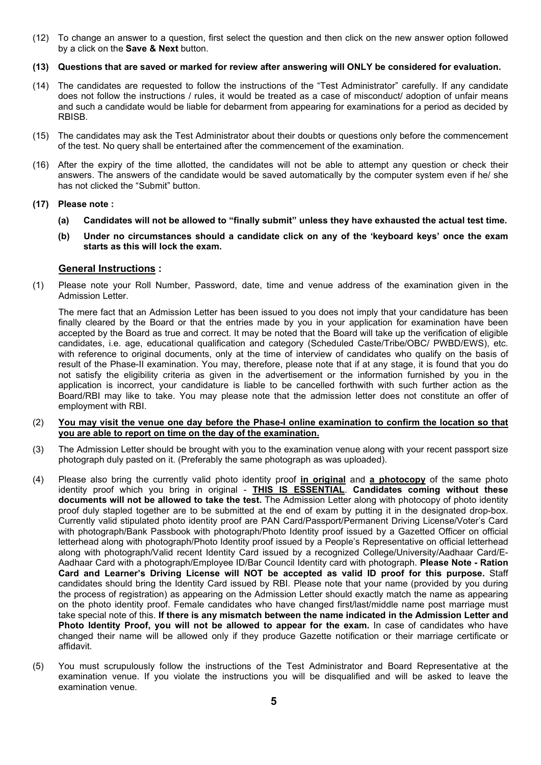(12) To change an answer to a question, first select the question and then click on the new answer option followed by a click on the **Save & Next** button.

**(13) Questions that are saved or marked for review after answering will ONLY be considered for evaluation.**

(14) The candidates are requested to follow the instructions of the "Test Administrator" carefully. If any candidate does not follow the instructions / rules, it would be treated as a case of misconduct/ adoption of unfair means and such a candidate would be liable for debarment from appearing for examinations for a period as decided by RBISB.

(15) The candidates may ask the Test Administrator about their doubts or questions only before the commencement of the test. No query shall be entertained after the commencement of the examination.

(16) After the expiry of the time allotted, the candidates will not be able to attempt any question or check their answers. The answers of the candidate would be saved automatically by the computer system even if he/ she has not clicked the "Submit" button.

**(17) Please note :**

**(a) Candidates will not be allowed to "finally submit" unless they have exhausted the actual test time.**

**(b) Under no circumstances should a candidate click on any of the 'keyboard keys' once the exam starts as this will lock the exam.**

## General Instructions :

(1) Please note your Roll Number, Password, date, time and venue address of the examination given in the Admission Letter.

The mere fact that an Admission Letter has been issued to you does not imply that your candidature has been finally cleared by the Board or that the entries made by you in your application for examination have been accepted by the Board as true and correct. It may be noted that the Board will take up the verification of eligible candidates, i.e. age, educational qualification and category (Scheduled Caste/Tribe/OBC/ PWBD/EWS), etc. with reference to original documents, only at the time of interview of candidates who qualify on the basis of result of the Phase-II examination. You may, therefore, please note that if at any stage, it is found that you do not satisfy the eligibility criteria as given in the advertisement or the information furnished by you in the application is incorrect, your candidature is liable to be cancelled forthwith with such further action as the Board/RBI may like to take. You may please note that the admission letter does not constitute an offer of employment with RBI.

(2) **You may visit the venue one day before the Phase-I online examination to confirm the location so that you are able to report on time on the day of the examination.**

(3) The Admission Letter should be brought with you to the examination venue along with your recent passport size photograph duly pasted on it. (Preferably the same photograph as was uploaded).

(4) Please also bring the currently valid photo identity proof **in original** and **a photocopy** of the same photo identity proof which you bring in original - **THIS IS ESSENTIAL**. **Candidates coming without these documents will not be allowed to take the test.** The Admission Letter along with photocopy of photo identity proof duly stapled together are to be submitted at the end of exam by putting it in the designated drop-box. Currently valid stipulated photo identity proof are PAN Card/Passport/Permanent Driving License/Voter's Card with photograph/Bank Passbook with photograph/Photo Identity proof issued by a Gazetted Officer on official letterhead along with photograph/Photo Identity proof issued by a People's Representative on official letterhead along with photograph/Valid recent Identity Card issued by a recognized College/University/Aadhaar Card/E-Aadhaar Card with a photograph/Employee ID/Bar Council Identity card with photograph. **Please Note - Ration Card and Learner's Driving License will NOT be accepted as valid ID proof for this purpose.** Staff candidates should bring the Identity Card issued by RBI. Please note that your name (provided by you during the process of registration) as appearing on the Admission Letter should exactly match the name as appearing on the photo identity proof. Female candidates who have changed first/last/middle name post marriage must take special note of this. **If there is any mismatch between the name indicated in the Admission Letter and Photo Identity Proof, you will not be allowed to appear for the exam.** In case of candidates who have changed their name will be allowed only if they produce Gazette notification or their marriage certificate or affidavit.

(5) You must scrupulously follow the instructions of the Test Administrator and Board Representative at the examination venue. If you violate the instructions you will be disqualified and will be asked to leave the examination venue.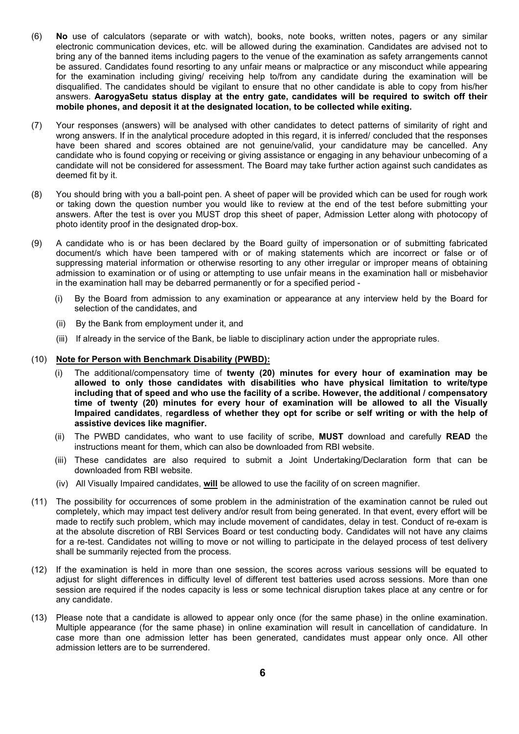(6) **No** use of calculators (separate or with watch), books, note books, written notes, pagers or any similar electronic communication devices, etc. will be allowed during the examination. Candidates are advised not to bring any of the banned items including pagers to the venue of the examination as safety arrangements cannot be assured. Candidates found resorting to any unfair means or malpractice or any misconduct while appearing for the examination including giving/ receiving help to/from any candidate during the examination will be disqualified. The candidates should be vigilant to ensure that no other candidate is able to copy from his/her answers. **AarogyaSetu status display at the entry gate, candidates will be required to switch off their mobile phones, and deposit it at the designated location, to be collected while exiting.**

(7) Your responses (answers) will be analysed with other candidates to detect patterns of similarity of right and wrong answers. If in the analytical procedure adopted in this regard, it is inferred/ concluded that the responses have been shared and scores obtained are not genuine/valid, your candidature may be cancelled. Any candidate who is found copying or receiving or giving assistance or engaging in any behaviour unbecoming of a candidate will not be considered for assessment. The Board may take further action against such candidates as deemed fit by it.

(8) You should bring with you a ball-point pen. A sheet of paper will be provided which can be used for rough work or taking down the question number you would like to review at the end of the test before submitting your answers. After the test is over you MUST drop this sheet of paper, Admission Letter along with photocopy of photo identity proof in the designated drop-box.

(9) A candidate who is or has been declared by the Board guilty of impersonation or of submitting fabricated document/s which have been tampered with or of making statements which are incorrect or false or of suppressing material information or otherwise resorting to any other irregular or improper means of obtaining admission to examination or of using or attempting to use unfair means in the examination hall or misbehavior in the examination hall may be debarred permanently or for a specified period -

   (i) By the Board from admission to any examination or appearance at any interview held by the Board for selection of the candidates, and

   (ii) By the Bank from employment under it, and

   (iii) If already in the service of the Bank, be liable to disciplinary action under the appropriate rules.

(10) **Note for Person with Benchmark Disability (PWBD):**

   (i) The additional/compensatory time of **twenty (20) minutes for every hour of examination may be allowed to only those candidates with disabilities who have physical limitation to write/type including that of speed and who use the facility of a scribe. However, the additional / compensatory time of twenty (20) minutes for every hour of examination will be allowed to all the Visually Impaired candidates**, r**egardless of whether they opt for scribe or self writing or with the help of assistive devices like magnifier.**

   (ii) The PWBD candidates, who want to use facility of scribe, **MUST** download and carefully **READ** the instructions meant for them, which can also be downloaded from RBI website.

   (iii) These candidates are also required to submit a Joint Undertaking/Declaration form that can be downloaded from RBI website.

   (iv) All Visually Impaired candidates, **will** be allowed to use the facility of on screen magnifier.

(11) The possibility for occurrences of some problem in the administration of the examination cannot be ruled out completely, which may impact test delivery and/or result from being generated. In that event, every effort will be made to rectify such problem, which may include movement of candidates, delay in test. Conduct of re-exam is at the absolute discretion of RBI Services Board or test conducting body. Candidates will not have any claims for a re-test. Candidates not willing to move or not willing to participate in the delayed process of test delivery shall be summarily rejected from the process.

(12) If the examination is held in more than one session, the scores across various sessions will be equated to adjust for slight differences in difficulty level of different test batteries used across sessions. More than one session are required if the nodes capacity is less or some technical disruption takes place at any centre or for any candidate.

(13) Please note that a candidate is allowed to appear only once (for the same phase) in the online examination. Multiple appearance (for the same phase) in online examination will result in cancellation of candidature. In case more than one admission letter has been generated, candidates must appear only once. All other admission letters are to be surrendered.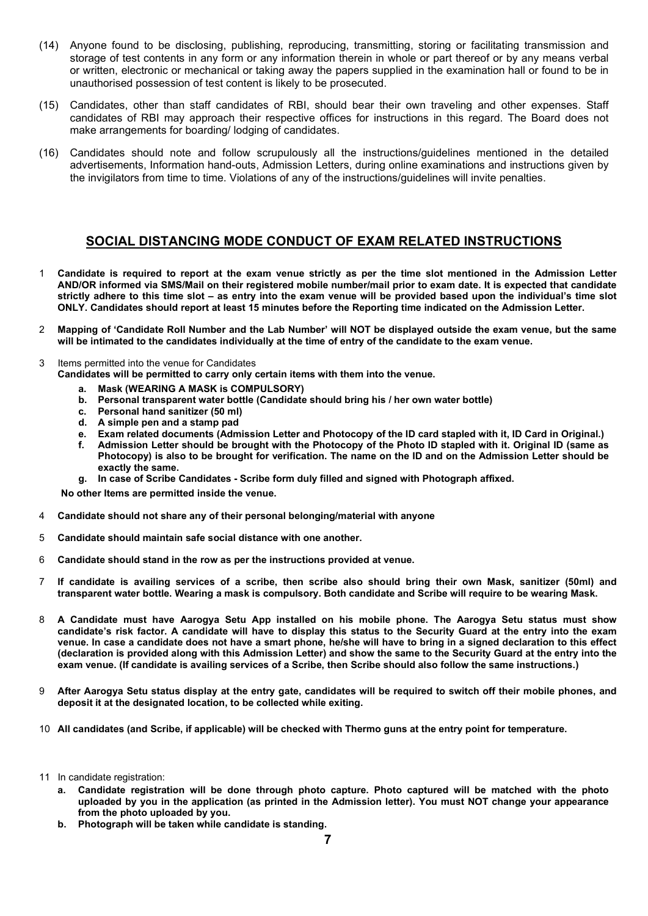(14) Anyone found to be disclosing, publishing, reproducing, transmitting, storing or facilitating transmission and storage of test contents in any form or any information therein in whole or part thereof or by any means verbal or written, electronic or mechanical or taking away the papers supplied in the examination hall or found to be in unauthorised possession of test content is likely to be prosecuted.

(15) Candidates, other than staff candidates of RBI, should bear their own traveling and other expenses. Staff candidates of RBI may approach their respective offices for instructions in this regard. The Board does not make arrangements for boarding/ lodging of candidates.

(16) Candidates should note and follow scrupulously all the instructions/guidelines mentioned in the detailed advertisements, Information hand-outs, Admission Letters, during online examinations and instructions given by the invigilators from time to time. Violations of any of the instructions/guidelines will invite penalties.

## SOCIAL DISTANCING MODE CONDUCT OF EXAM RELATED INSTRUCTIONS

1 **Candidate is required to report at the exam venue strictly as per the time slot mentioned in the Admission Letter AND/OR informed via SMS/Mail on their registered mobile number/mail prior to exam date. It is expected that candidate strictly adhere to this time slot – as entry into the exam venue will be provided based upon the individual's time slot ONLY. Candidates should report at least 15 minutes before the Reporting time indicated on the Admission Letter.**

2 **Mapping of 'Candidate Roll Number and the Lab Number' will NOT be displayed outside the exam venue, but the same will be intimated to the candidates individually at the time of entry of the candidate to the exam venue.**

3 Items permitted into the venue for Candidates
**Candidates will be permitted to carry only certain items with them into the venue.**

   a. **Mask (WEARING A MASK is COMPULSORY)**
   b. **Personal transparent water bottle (Candidate should bring his / her own water bottle)**
   c. **Personal hand sanitizer (50 ml)**
   d. **A simple pen and a stamp pad**
   e. **Exam related documents (Admission Letter and Photocopy of the ID card stapled with it, ID Card in Original.)**
   f. **Admission Letter should be brought with the Photocopy of the Photo ID stapled with it. Original ID (same as Photocopy) is also to be brought for verification. The name on the ID and on the Admission Letter should be exactly the same.**
   g. **In case of Scribe Candidates - Scribe form duly filled and signed with Photograph affixed.**

**No other Items are permitted inside the venue.**

4 **Candidate should not share any of their personal belonging/material with anyone**

5 **Candidate should maintain safe social distance with one another.**

6 **Candidate should stand in the row as per the instructions provided at venue.**

7 **If candidate is availing services of a scribe, then scribe also should bring their own Mask, sanitizer (50ml) and transparent water bottle. Wearing a mask is compulsory. Both candidate and Scribe will require to be wearing Mask.**

8 **A Candidate must have Aarogya Setu App installed on his mobile phone. The Aarogya Setu status must show candidate's risk factor. A candidate will have to display this status to the Security Guard at the entry into the exam venue. In case a candidate does not have a smart phone, he/she will have to bring in a signed declaration to this effect (declaration is provided along with this Admission Letter) and show the same to the Security Guard at the entry into the exam venue. (If candidate is availing services of a Scribe, then Scribe should also follow the same instructions.)**

9 **After Aarogya Setu status display at the entry gate, candidates will be required to switch off their mobile phones, and deposit it at the designated location, to be collected while exiting.**

10 **All candidates (and Scribe, if applicable) will be checked with Thermo guns at the entry point for temperature.**

11 In candidate registration:

   a. **Candidate registration will be done through photo capture. Photo captured will be matched with the photo uploaded by you in the application (as printed in the Admission letter). You must NOT change your appearance from the photo uploaded by you.**
   b. **Photograph will be taken while candidate is standing.**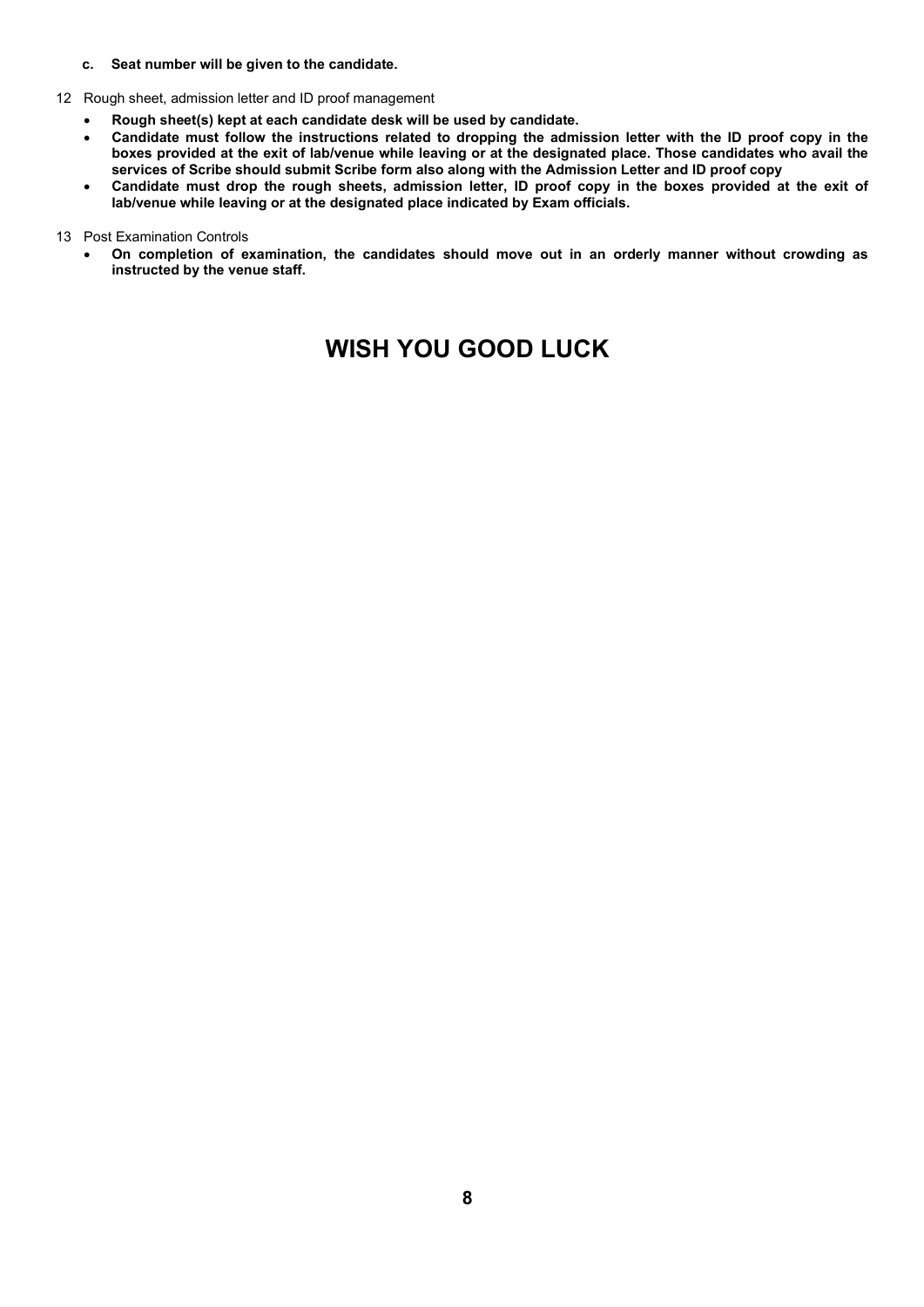c. **Seat number will be given to the candidate.**

12 Rough sheet, admission letter and ID proof management

- **Rough sheet(s) kept at each candidate desk will be used by candidate.**
- **Candidate must follow the instructions related to dropping the admission letter with the ID proof copy in the boxes provided at the exit of lab/venue while leaving or at the designated place. Those candidates who avail the services of Scribe should submit Scribe form also along with the Admission Letter and ID proof copy**
- **Candidate must drop the rough sheets, admission letter, ID proof copy in the boxes provided at the exit of lab/venue while leaving or at the designated place indicated by Exam officials.**

13 Post Examination Controls

- **On completion of examination, the candidates should move out in an orderly manner without crowding as instructed by the venue staff.**

# WISH YOU GOOD LUCK